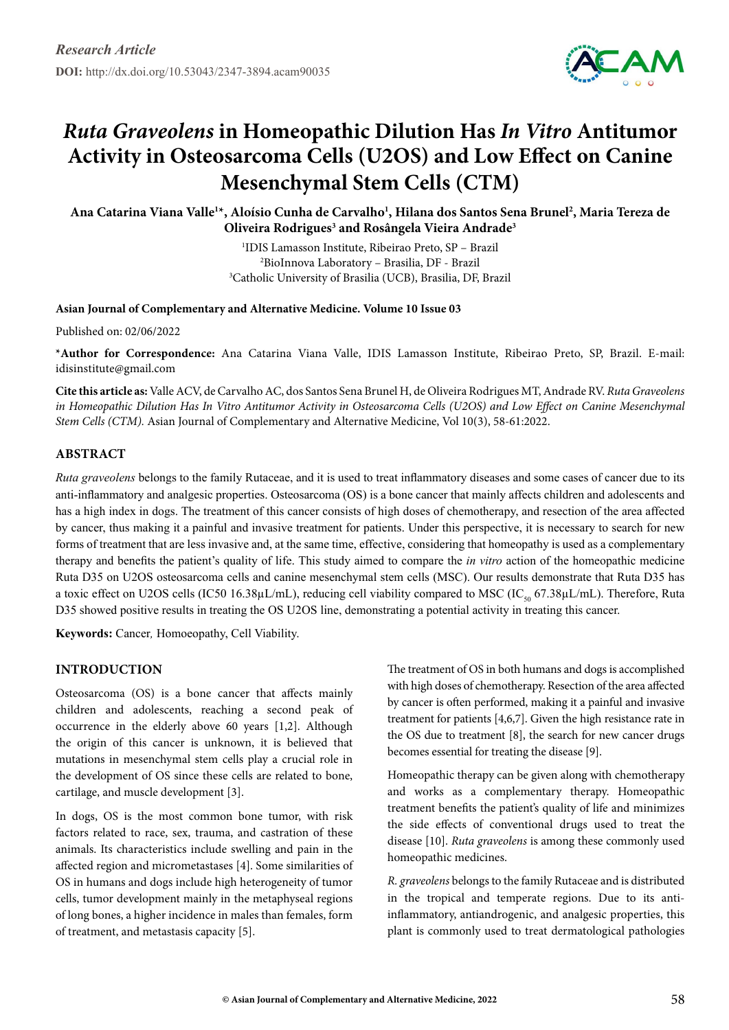*Research Article*

**DOI:** http://dx.doi.org/10.53043/2347-3894.acam90035

# *Ruta Graveolens* in Homeopathic Dilution Has *In Vitro* Antitumor Activity in Osteosarcoma Cells (U2OS) and Low Effect on Canine Mesenchymal Stem Cells (CTM)

**Ana Catarina Viana Valle[1]\*, Aloísio Cunha de Carvalho[1], Hilana dos Santos Sena Brunel[2], Maria Tereza de Oliveira Rodrigues[3] and Rosângela Vieira Andrade[3]**

[1]IDIS Lamasson Institute, Ribeirao Preto, SP – Brazil
[2]BioInnova Laboratory – Brasilia, DF - Brazil
[3]Catholic University of Brasilia (UCB), Brasilia, DF, Brazil

**Asian Journal of Complementary and Alternative Medicine. Volume 10 Issue 03**

Published on: 02/06/2022

\***Author for Correspondence:** Ana Catarina Viana Valle, IDIS Lamasson Institute, Ribeirao Preto, SP, Brazil. E-mail: idisinstitute@gmail.com

**Cite this article as:** Valle ACV, de Carvalho AC, dos Santos Sena Brunel H, de Oliveira Rodrigues MT, Andrade RV. *Ruta Graveolens in Homeopathic Dilution Has In Vitro Antitumor Activity in Osteosarcoma Cells (U2OS) and Low Effect on Canine Mesenchymal Stem Cells (CTM).* Asian Journal of Complementary and Alternative Medicine, Vol 10(3), 58-61:2022.

## ABSTRACT

*Ruta graveolens* belongs to the family Rutaceae, and it is used to treat inflammatory diseases and some cases of cancer due to its anti-inflammatory and analgesic properties. Osteosarcoma (OS) is a bone cancer that mainly affects children and adolescents and has a high index in dogs. The treatment of this cancer consists of high doses of chemotherapy, and resection of the area affected by cancer, thus making it a painful and invasive treatment for patients. Under this perspective, it is necessary to search for new forms of treatment that are less invasive and, at the same time, effective, considering that homeopathy is used as a complementary therapy and benefits the patient's quality of life. This study aimed to compare the *in vitro* action of the homeopathic medicine Ruta D35 on U2OS osteosarcoma cells and canine mesenchymal stem cells (MSC). Our results demonstrate that Ruta D35 has a toxic effect on U2OS cells (IC50 16.38μL/mL), reducing cell viability compared to MSC ($IC_{50}$ 67.38μL/mL). Therefore, Ruta D35 showed positive results in treating the OS U2OS line, demonstrating a potential activity in treating this cancer.

**Keywords:** Cancer*,* Homoeopathy, Cell Viability.

## INTRODUCTION

Osteosarcoma (OS) is a bone cancer that affects mainly children and adolescents, reaching a second peak of occurrence in the elderly above 60 years [1,2]. Although the origin of this cancer is unknown, it is believed that mutations in mesenchymal stem cells play a crucial role in the development of OS since these cells are related to bone, cartilage, and muscle development [3].

In dogs, OS is the most common bone tumor, with risk factors related to race, sex, trauma, and castration of these animals. Its characteristics include swelling and pain in the affected region and micrometastases [4]. Some similarities of OS in humans and dogs include high heterogeneity of tumor cells, tumor development mainly in the metaphyseal regions of long bones, a higher incidence in males than females, form of treatment, and metastasis capacity [5].

The treatment of OS in both humans and dogs is accomplished with high doses of chemotherapy. Resection of the area affected by cancer is often performed, making it a painful and invasive treatment for patients [4,6,7]. Given the high resistance rate in the OS due to treatment [8], the search for new cancer drugs becomes essential for treating the disease [9].

Homeopathic therapy can be given along with chemotherapy and works as a complementary therapy. Homeopathic treatment benefits the patient's quality of life and minimizes the side effects of conventional drugs used to treat the disease [10]. *Ruta graveolens* is among these commonly used homeopathic medicines.

*R. graveolens* belongs to the family Rutaceae and is distributed in the tropical and temperate regions. Due to its anti-inflammatory, antiandrogenic, and analgesic properties, this plant is commonly used to treat dermatological pathologies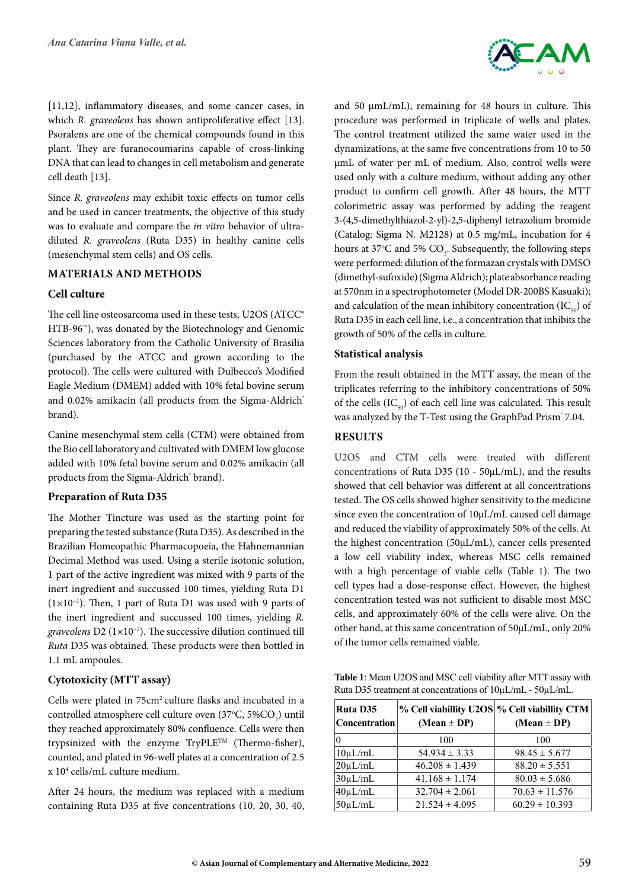[11,12], inflammatory diseases, and some cancer cases, in which *R. graveolens* has shown antiproliferative effect [13]. Psoralens are one of the chemical compounds found in this plant. They are furanocoumarins capable of cross-linking DNA that can lead to changes in cell metabolism and generate cell death [13].

Since *R. graveolens* may exhibit toxic effects on tumor cells and be used in cancer treatments, the objective of this study was to evaluate and compare the *in vitro* behavior of ultra-diluted *R. graveolens* (Ruta D35) in healthy canine cells (mesenchymal stem cells) and OS cells.

## MATERIALS AND METHODS

### Cell culture

The cell line osteosarcoma used in these tests, U2OS (ATCC® HTB-96™), was donated by the Biotechnology and Genomic Sciences laboratory from the Catholic University of Brasilia (purchased by the ATCC and grown according to the protocol). The cells were cultured with Dulbecco's Modified Eagle Medium (DMEM) added with 10% fetal bovine serum and 0.02% amikacin (all products from the Sigma-Aldrich® brand).

Canine mesenchymal stem cells (CTM) were obtained from the Bio cell laboratory and cultivated with DMEM low glucose added with 10% fetal bovine serum and 0.02% amikacin (all products from the Sigma-Aldrich® brand).

### Preparation of Ruta D35

The Mother Tincture was used as the starting point for preparing the tested substance (Ruta D35). As described in the Brazilian Homeopathic Pharmacopoeia, the Hahnemannian Decimal Method was used. Using a sterile isotonic solution, 1 part of the active ingredient was mixed with 9 parts of the inert ingredient and successed 100 times, yielding Ruta D1 ($1\times10^{-1}$). Then, 1 part of Ruta D1 was used with 9 parts of the inert ingredient and successed 100 times, yielding *R. graveolens* D2 ($1\times10^{-2}$). The successive dilution continued till *Ruta* D35 was obtained. These products were then bottled in 1.1 mL ampoules.

### Cytotoxicity (MTT assay)

Cells were plated in 75cm² culture flasks and incubated in a controlled atmosphere cell culture oven (37°C, 5%$CO_2$) until they reached approximately 80% confluence. Cells were then trypsinized with the enzyme TrypLE™ (Thermo-fisher), counted, and plated in 96-well plates at a concentration of 2.5 x $10^4$ cells/mL culture medium.

After 24 hours, the medium was replaced with a medium containing Ruta D35 at five concentrations (10, 20, 30, 40, and 50 µmL/mL), remaining for 48 hours in culture. This procedure was performed in triplicate of wells and plates. The control treatment utilized the same water used in the dynamizations, at the same five concentrations from 10 to 50 µmL of water per mL of medium. Also, control wells were used only with a culture medium, without adding any other product to confirm cell growth. After 48 hours, the MTT colorimetric assay was performed by adding the reagent 3-(4,5-dimethylthiazol-2-yl)-2,5-diphenyl tetrazolium bromide (Catalog: Sigma N. M2128) at 0.5 mg/mL, incubation for 4 hours at 37°C and 5% $CO_2$. Subsequently, the following steps were performed: dilution of the formazan crystals with DMSO (dimethyl-sufoxide) (Sigma Aldrich); plate absorbance reading at 570nm in a spectrophotometer (Model DR-200BS Kasuaki); and calculation of the mean inhibitory concentration ($IC_{50}$) of Ruta D35 in each cell line, i.e., a concentration that inhibits the growth of 50% of the cells in culture.

### Statistical analysis

From the result obtained in the MTT assay, the mean of the triplicates referring to the inhibitory concentrations of 50% of the cells ($IC_{50}$) of each cell line was calculated. This result was analyzed by the T-Test using the GraphPad Prism® 7.04.

## RESULTS

U2OS and CTM cells were treated with different concentrations of Ruta D35 (10 - 50µL/mL), and the results showed that cell behavior was different at all concentrations tested. The OS cells showed higher sensitivity to the medicine since even the concentration of 10µL/mL caused cell damage and reduced the viability of approximately 50% of the cells. At the highest concentration (50µL/mL), cancer cells presented a low cell viability index, whereas MSC cells remained with a high percentage of viable cells (Table 1). The two cell types had a dose-response effect. However, the highest concentration tested was not sufficient to disable most MSC cells, and approximately 60% of the cells were alive. On the other hand, at this same concentration of 50µL/mL, only 20% of the tumor cells remained viable.

**Table 1**: Mean U2OS and MSC cell viability after MTT assay with Ruta D35 treatment at concentrations of 10µL/mL - 50µL/mL.

| Ruta D35 Concentration | % Cell viabillity U2OS (Mean ± DP) | % Cell viabillity CTM (Mean ± DP) |
|---|---|---|
| 0 | 100 | 100 |
| 10µL/mL | 54.934 ± 3.33 | 98.45 ± 5.677 |
| 20µL/mL | 46.208 ± 1.439 | 88.20 ± 5.551 |
| 30µL/mL | 41.168 ± 1.174 | 80.03 ± 5.686 |
| 40µL/mL | 32.704 ± 2.061 | 70.63 ± 11.576 |
| 50µL/mL | 21.524 ± 4.095 | 60.29 ± 10.393 |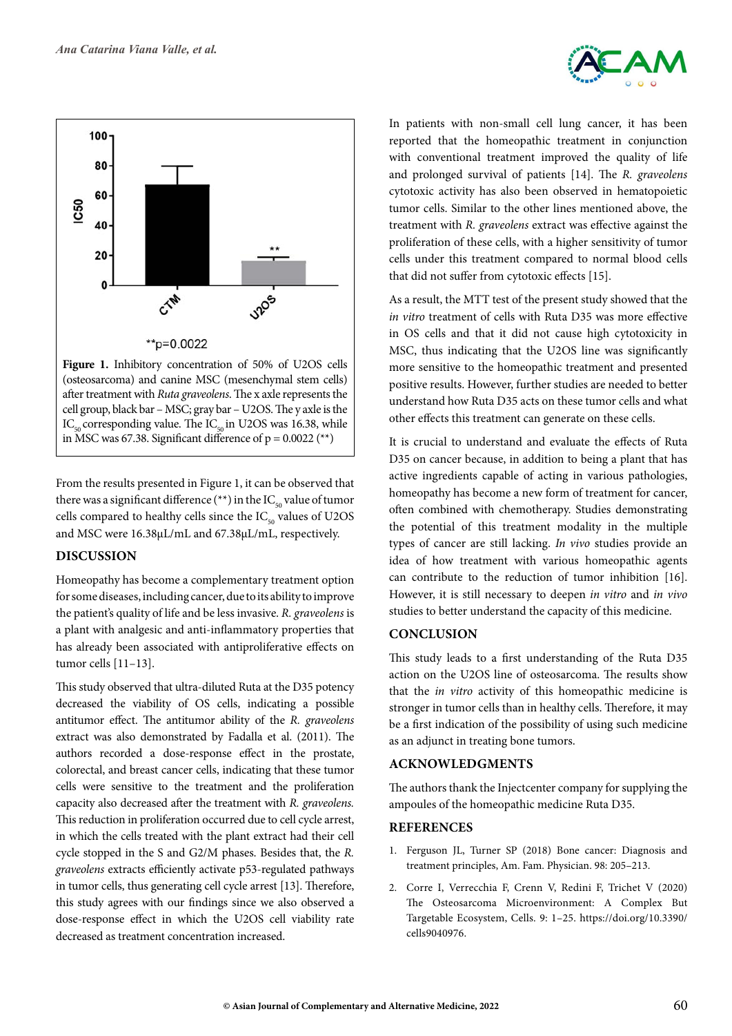**Figure 1.** Inhibitory concentration of 50% of U2OS cells (osteosarcoma) and canine MSC (mesenchymal stem cells) after treatment with *Ruta graveolens*. The x axle represents the cell group, black bar – MSC; gray bar – U2OS. The y axle is the $IC_{50}$ corresponding value. The $IC_{50}$ in U2OS was 16.38, while in MSC was 67.38. Significant difference of p = 0.0022 (**)

From the results presented in Figure 1, it can be observed that there was a significant difference (**) in the $IC_{50}$ value of tumor cells compared to healthy cells since the $IC_{50}$ values of U2OS and MSC were 16.38µL/mL and 67.38µL/mL, respectively.

## DISCUSSION

Homeopathy has become a complementary treatment option for some diseases, including cancer, due to its ability to improve the patient's quality of life and be less invasive. *R. graveolens* is a plant with analgesic and anti-inflammatory properties that has already been associated with antiproliferative effects on tumor cells [11–13].

This study observed that ultra-diluted Ruta at the D35 potency decreased the viability of OS cells, indicating a possible antitumor effect. The antitumor ability of the *R. graveolens* extract was also demonstrated by Fadalla et al. (2011). The authors recorded a dose-response effect in the prostate, colorectal, and breast cancer cells, indicating that these tumor cells were sensitive to the treatment and the proliferation capacity also decreased after the treatment with *R. graveolens.* This reduction in proliferation occurred due to cell cycle arrest, in which the cells treated with the plant extract had their cell cycle stopped in the S and G2/M phases. Besides that, the *R. graveolens* extracts efficiently activate p53-regulated pathways in tumor cells, thus generating cell cycle arrest [13]. Therefore, this study agrees with our findings since we also observed a dose-response effect in which the U2OS cell viability rate decreased as treatment concentration increased.

In patients with non-small cell lung cancer, it has been reported that the homeopathic treatment in conjunction with conventional treatment improved the quality of life and prolonged survival of patients [14]. The *R. graveolens* cytotoxic activity has also been observed in hematopoietic tumor cells. Similar to the other lines mentioned above, the treatment with *R. graveolens* extract was effective against the proliferation of these cells, with a higher sensitivity of tumor cells under this treatment compared to normal blood cells that did not suffer from cytotoxic effects [15].

As a result, the MTT test of the present study showed that the *in vitro* treatment of cells with Ruta D35 was more effective in OS cells and that it did not cause high cytotoxicity in MSC, thus indicating that the U2OS line was significantly more sensitive to the homeopathic treatment and presented positive results. However, further studies are needed to better understand how Ruta D35 acts on these tumor cells and what other effects this treatment can generate on these cells.

It is crucial to understand and evaluate the effects of Ruta D35 on cancer because, in addition to being a plant that has active ingredients capable of acting in various pathologies, homeopathy has become a new form of treatment for cancer, often combined with chemotherapy. Studies demonstrating the potential of this treatment modality in the multiple types of cancer are still lacking. *In vivo* studies provide an idea of how treatment with various homeopathic agents can contribute to the reduction of tumor inhibition [16]. However, it is still necessary to deepen *in vitro* and *in vivo* studies to better understand the capacity of this medicine.

## CONCLUSION

This study leads to a first understanding of the Ruta D35 action on the U2OS line of osteosarcoma. The results show that the *in vitro* activity of this homeopathic medicine is stronger in tumor cells than in healthy cells. Therefore, it may be a first indication of the possibility of using such medicine as an adjunct in treating bone tumors.

## ACKNOWLEDGMENTS

The authors thank the Injectcenter company for supplying the ampoules of the homeopathic medicine Ruta D35.

## REFERENCES

1. Ferguson JL, Turner SP (2018) Bone cancer: Diagnosis and treatment principles, Am. Fam. Physician. 98: 205–213.
2. Corre I, Verrecchia F, Crenn V, Redini F, Trichet V (2020) The Osteosarcoma Microenvironment: A Complex But Targetable Ecosystem, Cells. 9: 1–25. https://doi.org/10.3390/cells9040976.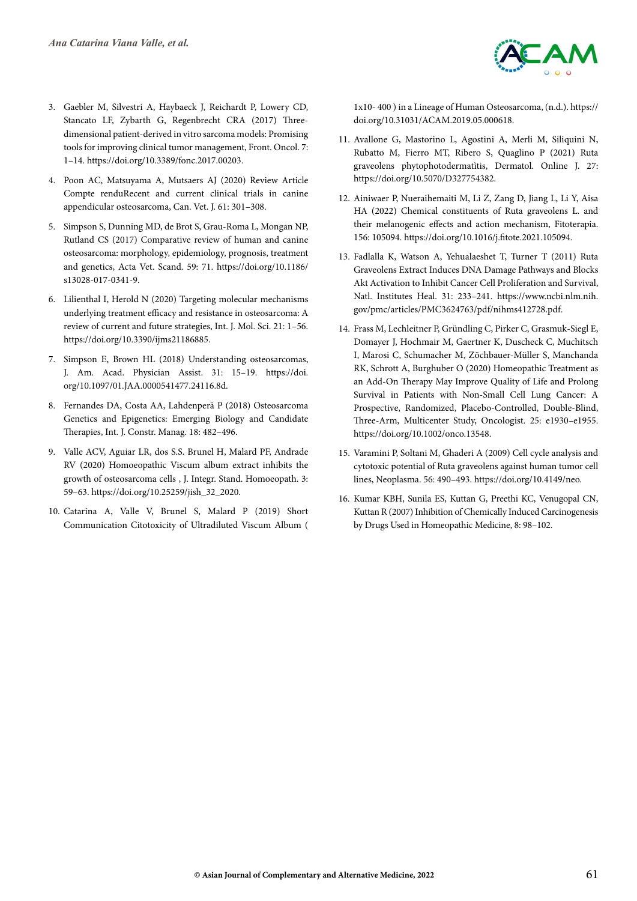3. Gaebler M, Silvestri A, Haybaeck J, Reichardt P, Lowery CD, Stancato LF, Zybarth G, Regenbrecht CRA (2017) Three-dimensional patient-derived in vitro sarcoma models: Promising tools for improving clinical tumor management, Front. Oncol. 7: 1–14. https://doi.org/10.3389/fonc.2017.00203.

4. Poon AC, Matsuyama A, Mutsaers AJ (2020) Review Article Compte renduRecent and current clinical trials in canine appendicular osteosarcoma, Can. Vet. J. 61: 301–308.

5. Simpson S, Dunning MD, de Brot S, Grau-Roma L, Mongan NP, Rutland CS (2017) Comparative review of human and canine osteosarcoma: morphology, epidemiology, prognosis, treatment and genetics, Acta Vet. Scand. 59: 71. https://doi.org/10.1186/s13028-017-0341-9.

6. Lilienthal I, Herold N (2020) Targeting molecular mechanisms underlying treatment efficacy and resistance in osteosarcoma: A review of current and future strategies, Int. J. Mol. Sci. 21: 1–56. https://doi.org/10.3390/ijms21186885.

7. Simpson E, Brown HL (2018) Understanding osteosarcomas, J. Am. Acad. Physician Assist. 31: 15–19. https://doi.org/10.1097/01.JAA.0000541477.24116.8d.

8. Fernandes DA, Costa AA, Lahdenperä P (2018) Osteosarcoma Genetics and Epigenetics: Emerging Biology and Candidate Therapies, Int. J. Constr. Manag. 18: 482–496.

9. Valle ACV, Aguiar LR, dos S.S. Brunel H, Malard PF, Andrade RV (2020) Homoeopathic Viscum album extract inhibits the growth of osteosarcoma cells , J. Integr. Stand. Homoeopath. 3: 59–63. https://doi.org/10.25259/jish_32_2020.

10. Catarina A, Valle V, Brunel S, Malard P (2019) Short Communication Citotoxicity of Ultradiluted Viscum Album ( 1x10- 400 ) in a Lineage of Human Osteosarcoma, (n.d.). https://doi.org/10.31031/ACAM.2019.05.000618.

11. Avallone G, Mastorino L, Agostini A, Merli M, Siliquini N, Rubatto M, Fierro MT, Ribero S, Quaglino P (2021) Ruta graveolens phytophotodermatitis, Dermatol. Online J. 27: https://doi.org/10.5070/D327754382.

12. Ainiwaer P, Nueraihemaiti M, Li Z, Zang D, Jiang L, Li Y, Aisa HA (2022) Chemical constituents of Ruta graveolens L. and their melanogenic effects and action mechanism, Fitoterapia. 156: 105094. https://doi.org/10.1016/j.fitote.2021.105094.

13. Fadlalla K, Watson A, Yehualaeshet T, Turner T (2011) Ruta Graveolens Extract Induces DNA Damage Pathways and Blocks Akt Activation to Inhibit Cancer Cell Proliferation and Survival, Natl. Institutes Heal. 31: 233–241. https://www.ncbi.nlm.nih.gov/pmc/articles/PMC3624763/pdf/nihms412728.pdf.

14. Frass M, Lechleitner P, Gründling C, Pirker C, Grasmuk-Siegl E, Domayer J, Hochmair M, Gaertner K, Duscheck C, Muchitsch I, Marosi C, Schumacher M, Zöchbauer-Müller S, Manchanda RK, Schrott A, Burghuber O (2020) Homeopathic Treatment as an Add-On Therapy May Improve Quality of Life and Prolong Survival in Patients with Non-Small Cell Lung Cancer: A Prospective, Randomized, Placebo-Controlled, Double-Blind, Three-Arm, Multicenter Study, Oncologist. 25: e1930–e1955. https://doi.org/10.1002/onco.13548.

15. Varamini P, Soltani M, Ghaderi A (2009) Cell cycle analysis and cytotoxic potential of Ruta graveolens against human tumor cell lines, Neoplasma. 56: 490–493. https://doi.org/10.4149/neo.

16. Kumar KBH, Sunila ES, Kuttan G, Preethi KC, Venugopal CN, Kuttan R (2007) Inhibition of Chemically Induced Carcinogenesis by Drugs Used in Homeopathic Medicine, 8: 98–102.